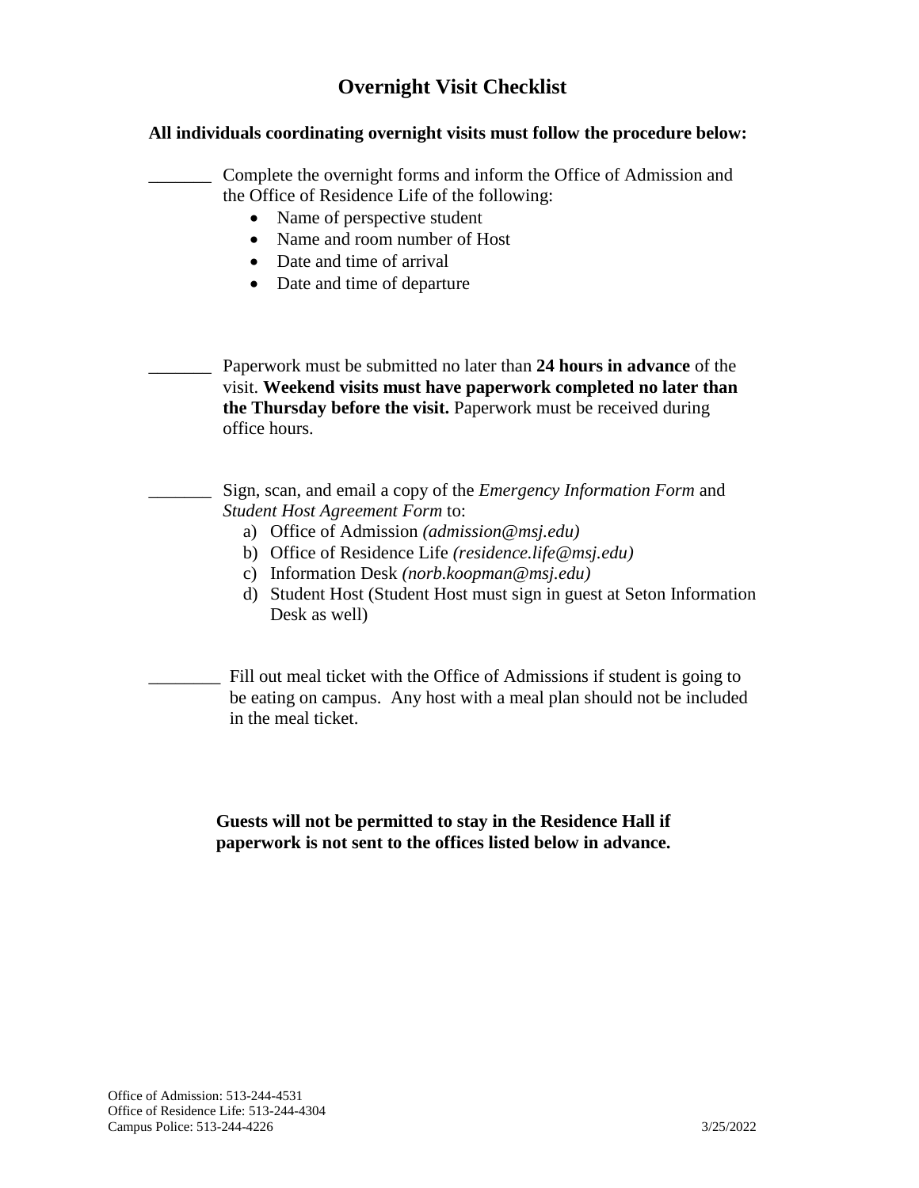# Overnight Visit Checklist

**All individuals coordinating overnight visits must follow the procedure below:**

_______ Complete the overnight forms and inform the Office of Admission and the Office of Residence Life of the following:

- Name of perspective student
- Name and room number of Host
- Date and time of arrival
- Date and time of departure

_______ Paperwork must be submitted no later than **24 hours in advance** of the visit. **Weekend visits must have paperwork completed no later than the Thursday before the visit.** Paperwork must be received during office hours.

_______ Sign, scan, and email a copy of the *Emergency Information Form* and *Student Host Agreement Form* to:

a) Office of Admission *(admission@msj.edu)*
b) Office of Residence Life *(residence.life@msj.edu)*
c) Information Desk *(norb.koopman@msj.edu)*
d) Student Host (Student Host must sign in guest at Seton Information Desk as well)

________ Fill out meal ticket with the Office of Admissions if student is going to be eating on campus. Any host with a meal plan should not be included in the meal ticket.

**Guests will not be permitted to stay in the Residence Hall if paperwork is not sent to the offices listed below in advance.**

Office of Admission: 513-244-4531
Office of Residence Life: 513-244-4304
Campus Police: 513-244-4226

3/25/2022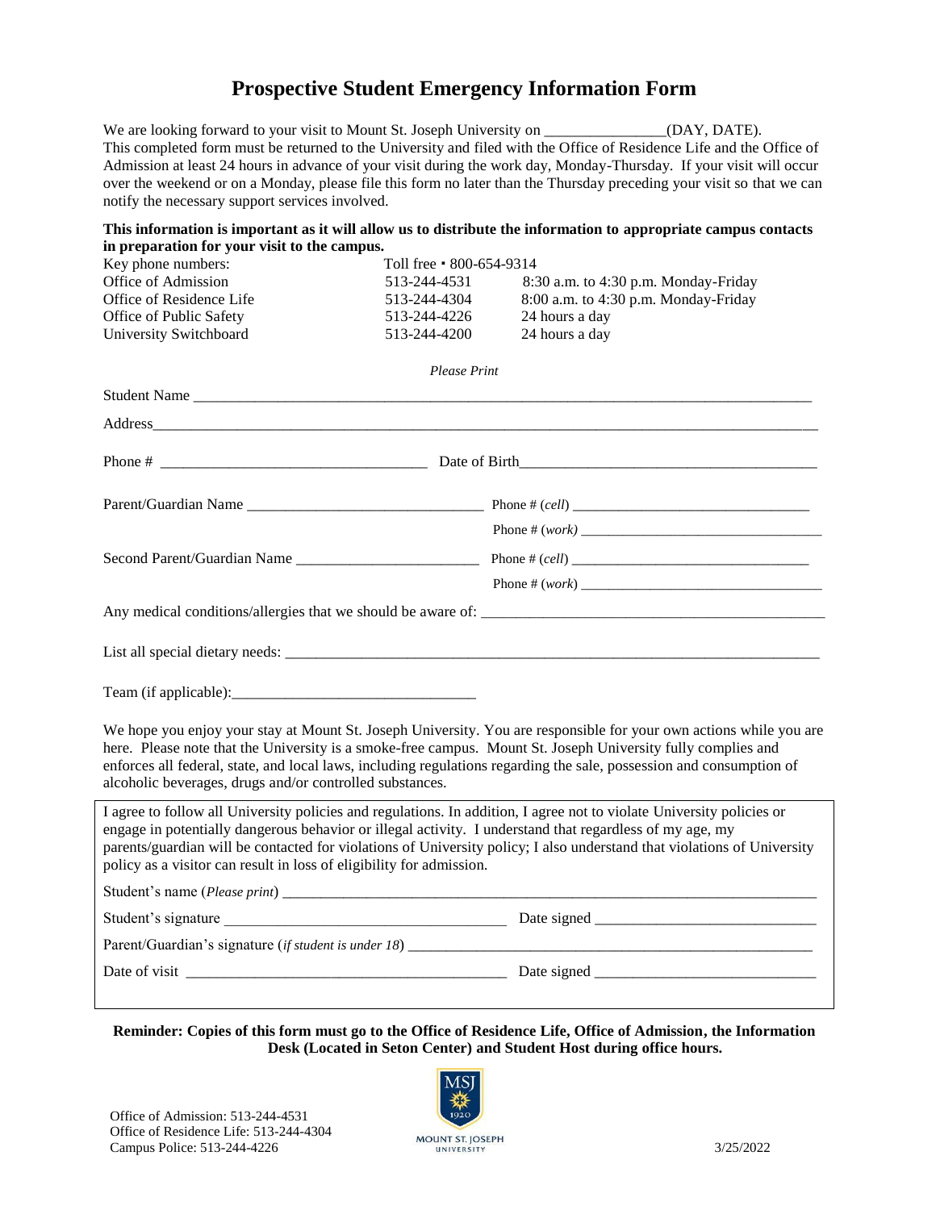# Prospective Student Emergency Information Form

We are looking forward to your visit to Mount St. Joseph University on _______________(DAY, DATE). This completed form must be returned to the University and filed with the Office of Residence Life and the Office of Admission at least 24 hours in advance of your visit during the work day, Monday-Thursday. If your visit will occur over the weekend or on a Monday, please file this form no later than the Thursday preceding your visit so that we can notify the necessary support services involved.

**This information is important as it will allow us to distribute the information to appropriate campus contacts in preparation for your visit to the campus.**

| Key phone numbers: | Toll free ▪ 800-654-9314 | |
|---|---|---|
| Office of Admission | 513-244-4531 | 8:30 a.m. to 4:30 p.m. Monday-Friday |
| Office of Residence Life | 513-244-4304 | 8:00 a.m. to 4:30 p.m. Monday-Friday |
| Office of Public Safety | 513-244-4226 | 24 hours a day |
| University Switchboard | 513-244-4200 | 24 hours a day |

*Please Print*

Student Name ________________________________________________________________________________

Address______________________________________________________________________________________

Phone # ________________________________ Date of Birth____________________________________

Parent/Guardian Name ______________________________ Phone # (*cell*) ______________________________

Phone # (*work*) ________________________________

Second Parent/Guardian Name _______________________ Phone # (*cell*) ______________________________

Phone # (*work*) ________________________________

Any medical conditions/allergies that we should be aware of: ____________________________________________

List all special dietary needs: ___________________________________________________________________

Team (if applicable):______________________________

We hope you enjoy your stay at Mount St. Joseph University. You are responsible for your own actions while you are here. Please note that the University is a smoke-free campus. Mount St. Joseph University fully complies and enforces all federal, state, and local laws, including regulations regarding the sale, possession and consumption of alcoholic beverages, drugs and/or controlled substances.

I agree to follow all University policies and regulations. In addition, I agree not to violate University policies or engage in potentially dangerous behavior or illegal activity. I understand that regardless of my age, my parents/guardian will be contacted for violations of University policy; I also understand that violations of University policy as a visitor can result in loss of eligibility for admission.

Student's name (*Please print*) ____________________________________________________________________

Student's signature __________________________________ Date signed ___________________________

Parent/Guardian's signature (*if student is under 18*) ______________________________________________

Date of visit ________________________________________ Date signed ___________________________

**Reminder: Copies of this form must go to the Office of Residence Life, Office of Admission, the Information Desk (Located in Seton Center) and Student Host during office hours.**

Office of Admission: 513-244-4531
Office of Residence Life: 513-244-4304
Campus Police: 513-244-4226

MOUNT ST. JOSEPH UNIVERSITY

3/25/2022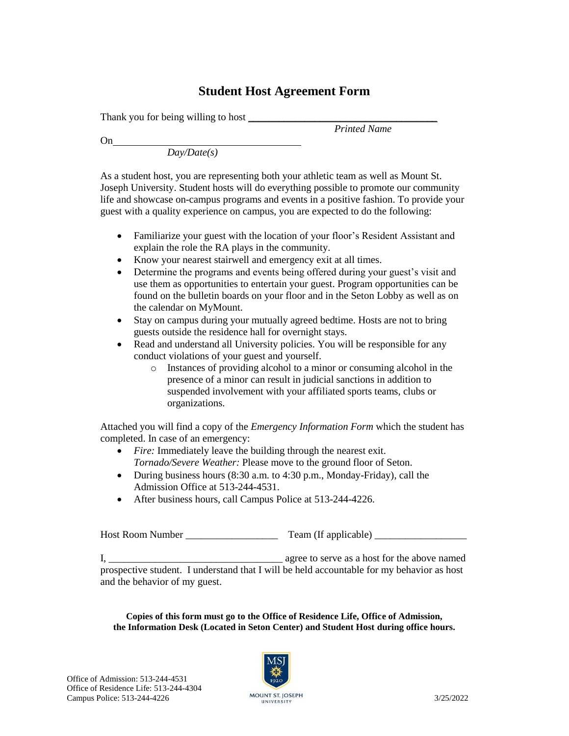# Student Host Agreement Form

Thank you for being willing to host ____________________________________
*Printed Name*

On____________________________________
*Day/Date(s)*

As a student host, you are representing both your athletic team as well as Mount St. Joseph University. Student hosts will do everything possible to promote our community life and showcase on-campus programs and events in a positive fashion. To provide your guest with a quality experience on campus, you are expected to do the following:

- Familiarize your guest with the location of your floor's Resident Assistant and explain the role the RA plays in the community.
- Know your nearest stairwell and emergency exit at all times.
- Determine the programs and events being offered during your guest's visit and use them as opportunities to entertain your guest. Program opportunities can be found on the bulletin boards on your floor and in the Seton Lobby as well as on the calendar on MyMount.
- Stay on campus during your mutually agreed bedtime. Hosts are not to bring guests outside the residence hall for overnight stays.
- Read and understand all University policies. You will be responsible for any conduct violations of your guest and yourself.
  - Instances of providing alcohol to a minor or consuming alcohol in the presence of a minor can result in judicial sanctions in addition to suspended involvement with your affiliated sports teams, clubs or organizations.

Attached you will find a copy of the *Emergency Information Form* which the student has completed. In case of an emergency:

- *Fire:* Immediately leave the building through the nearest exit.
  *Tornado/Severe Weather:* Please move to the ground floor of Seton.
- During business hours (8:30 a.m. to 4:30 p.m., Monday-Friday), call the Admission Office at 513-244-4531.
- After business hours, call Campus Police at 513-244-4226.

Host Room Number __________________ Team (If applicable) __________________

I, _________________________________ agree to serve as a host for the above named prospective student. I understand that I will be held accountable for my behavior as host and the behavior of my guest.

**Copies of this form must go to the Office of Residence Life, Office of Admission, the Information Desk (Located in Seton Center) and Student Host during office hours.**

Office of Admission: 513-244-4531
Office of Residence Life: 513-244-4304
Campus Police: 513-244-4226

MSJ 1920 MOUNT ST. JOSEPH UNIVERSITY

3/25/2022